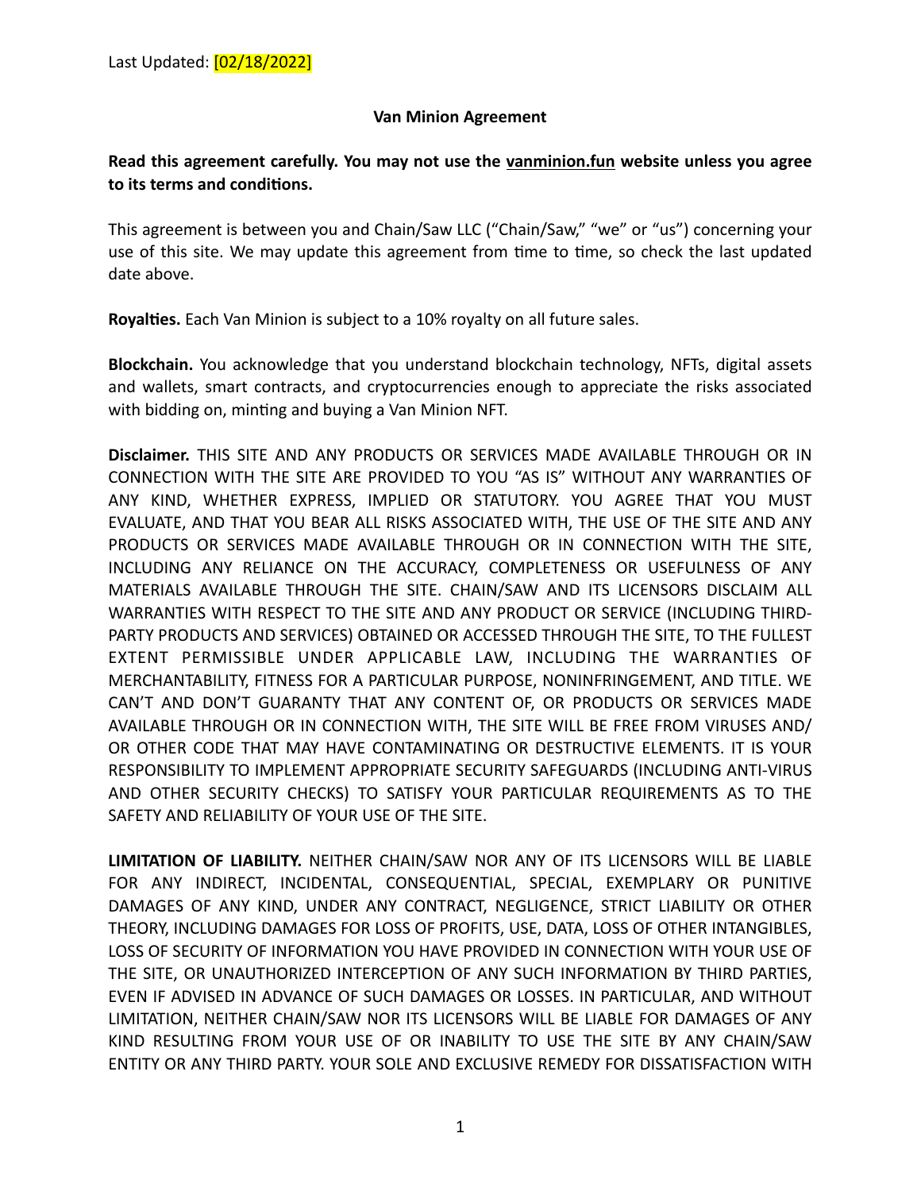Last Updated: [02/18/2022]

**Van Minion Agreement**

**Read this agreement carefully. You may not use the vanminion.fun website unless you agree to its terms and conditions.**

This agreement is between you and Chain/Saw LLC ("Chain/Saw," "we" or "us") concerning your use of this site. We may update this agreement from time to time, so check the last updated date above.

**Royalties.** Each Van Minion is subject to a 10% royalty on all future sales.

**Blockchain.** You acknowledge that you understand blockchain technology, NFTs, digital assets and wallets, smart contracts, and cryptocurrencies enough to appreciate the risks associated with bidding on, minting and buying a Van Minion NFT.

**Disclaimer.** THIS SITE AND ANY PRODUCTS OR SERVICES MADE AVAILABLE THROUGH OR IN CONNECTION WITH THE SITE ARE PROVIDED TO YOU "AS IS" WITHOUT ANY WARRANTIES OF ANY KIND, WHETHER EXPRESS, IMPLIED OR STATUTORY. YOU AGREE THAT YOU MUST EVALUATE, AND THAT YOU BEAR ALL RISKS ASSOCIATED WITH, THE USE OF THE SITE AND ANY PRODUCTS OR SERVICES MADE AVAILABLE THROUGH OR IN CONNECTION WITH THE SITE, INCLUDING ANY RELIANCE ON THE ACCURACY, COMPLETENESS OR USEFULNESS OF ANY MATERIALS AVAILABLE THROUGH THE SITE. CHAIN/SAW AND ITS LICENSORS DISCLAIM ALL WARRANTIES WITH RESPECT TO THE SITE AND ANY PRODUCT OR SERVICE (INCLUDING THIRD-PARTY PRODUCTS AND SERVICES) OBTAINED OR ACCESSED THROUGH THE SITE, TO THE FULLEST EXTENT PERMISSIBLE UNDER APPLICABLE LAW, INCLUDING THE WARRANTIES OF MERCHANTABILITY, FITNESS FOR A PARTICULAR PURPOSE, NONINFRINGEMENT, AND TITLE. WE CAN'T AND DON'T GUARANTY THAT ANY CONTENT OF, OR PRODUCTS OR SERVICES MADE AVAILABLE THROUGH OR IN CONNECTION WITH, THE SITE WILL BE FREE FROM VIRUSES AND/OR OTHER CODE THAT MAY HAVE CONTAMINATING OR DESTRUCTIVE ELEMENTS. IT IS YOUR RESPONSIBILITY TO IMPLEMENT APPROPRIATE SECURITY SAFEGUARDS (INCLUDING ANTI-VIRUS AND OTHER SECURITY CHECKS) TO SATISFY YOUR PARTICULAR REQUIREMENTS AS TO THE SAFETY AND RELIABILITY OF YOUR USE OF THE SITE.

**LIMITATION OF LIABILITY.** NEITHER CHAIN/SAW NOR ANY OF ITS LICENSORS WILL BE LIABLE FOR ANY INDIRECT, INCIDENTAL, CONSEQUENTIAL, SPECIAL, EXEMPLARY OR PUNITIVE DAMAGES OF ANY KIND, UNDER ANY CONTRACT, NEGLIGENCE, STRICT LIABILITY OR OTHER THEORY, INCLUDING DAMAGES FOR LOSS OF PROFITS, USE, DATA, LOSS OF OTHER INTANGIBLES, LOSS OF SECURITY OF INFORMATION YOU HAVE PROVIDED IN CONNECTION WITH YOUR USE OF THE SITE, OR UNAUTHORIZED INTERCEPTION OF ANY SUCH INFORMATION BY THIRD PARTIES, EVEN IF ADVISED IN ADVANCE OF SUCH DAMAGES OR LOSSES. IN PARTICULAR, AND WITHOUT LIMITATION, NEITHER CHAIN/SAW NOR ITS LICENSORS WILL BE LIABLE FOR DAMAGES OF ANY KIND RESULTING FROM YOUR USE OF OR INABILITY TO USE THE SITE BY ANY CHAIN/SAW ENTITY OR ANY THIRD PARTY. YOUR SOLE AND EXCLUSIVE REMEDY FOR DISSATISFACTION WITH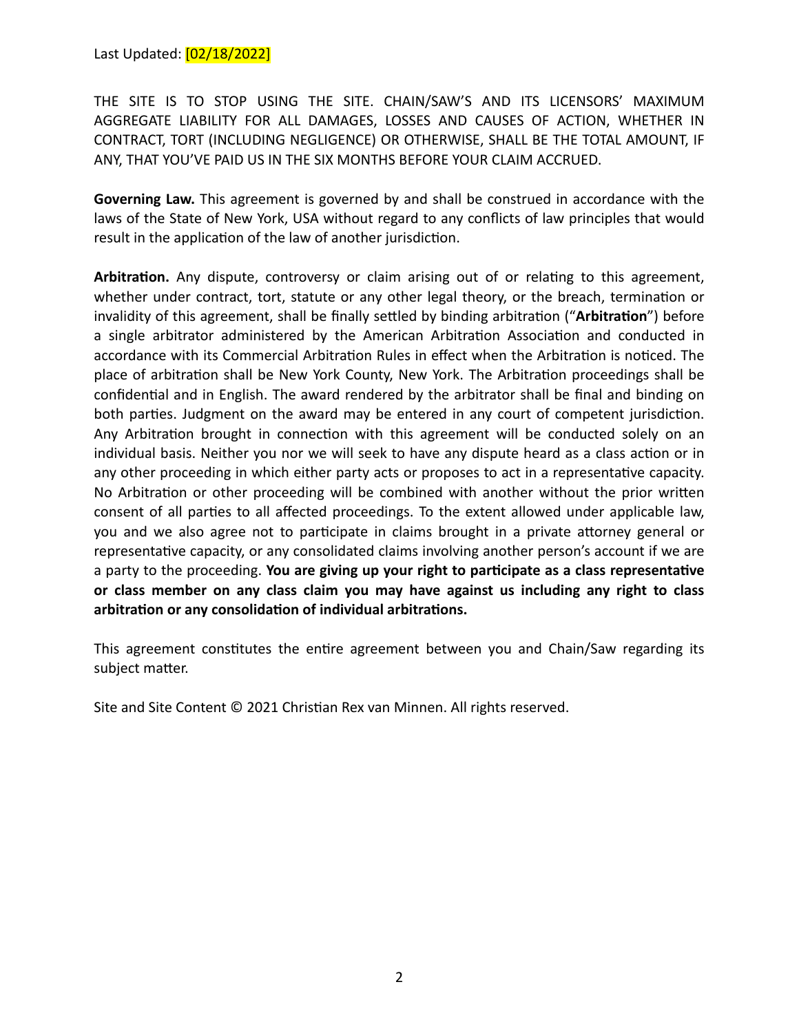Last Updated: [02/18/2022]

THE SITE IS TO STOP USING THE SITE. CHAIN/SAW'S AND ITS LICENSORS' MAXIMUM AGGREGATE LIABILITY FOR ALL DAMAGES, LOSSES AND CAUSES OF ACTION, WHETHER IN CONTRACT, TORT (INCLUDING NEGLIGENCE) OR OTHERWISE, SHALL BE THE TOTAL AMOUNT, IF ANY, THAT YOU'VE PAID US IN THE SIX MONTHS BEFORE YOUR CLAIM ACCRUED.

**Governing Law.** This agreement is governed by and shall be construed in accordance with the laws of the State of New York, USA without regard to any conflicts of law principles that would result in the application of the law of another jurisdiction.

**Arbitration.** Any dispute, controversy or claim arising out of or relating to this agreement, whether under contract, tort, statute or any other legal theory, or the breach, termination or invalidity of this agreement, shall be finally settled by binding arbitration ("**Arbitration**") before a single arbitrator administered by the American Arbitration Association and conducted in accordance with its Commercial Arbitration Rules in effect when the Arbitration is noticed. The place of arbitration shall be New York County, New York. The Arbitration proceedings shall be confidential and in English. The award rendered by the arbitrator shall be final and binding on both parties. Judgment on the award may be entered in any court of competent jurisdiction. Any Arbitration brought in connection with this agreement will be conducted solely on an individual basis. Neither you nor we will seek to have any dispute heard as a class action or in any other proceeding in which either party acts or proposes to act in a representative capacity. No Arbitration or other proceeding will be combined with another without the prior written consent of all parties to all affected proceedings. To the extent allowed under applicable law, you and we also agree not to participate in claims brought in a private attorney general or representative capacity, or any consolidated claims involving another person's account if we are a party to the proceeding. **You are giving up your right to participate as a class representative or class member on any class claim you may have against us including any right to class arbitration or any consolidation of individual arbitrations.**

This agreement constitutes the entire agreement between you and Chain/Saw regarding its subject matter.

Site and Site Content © 2021 Christian Rex van Minnen. All rights reserved.